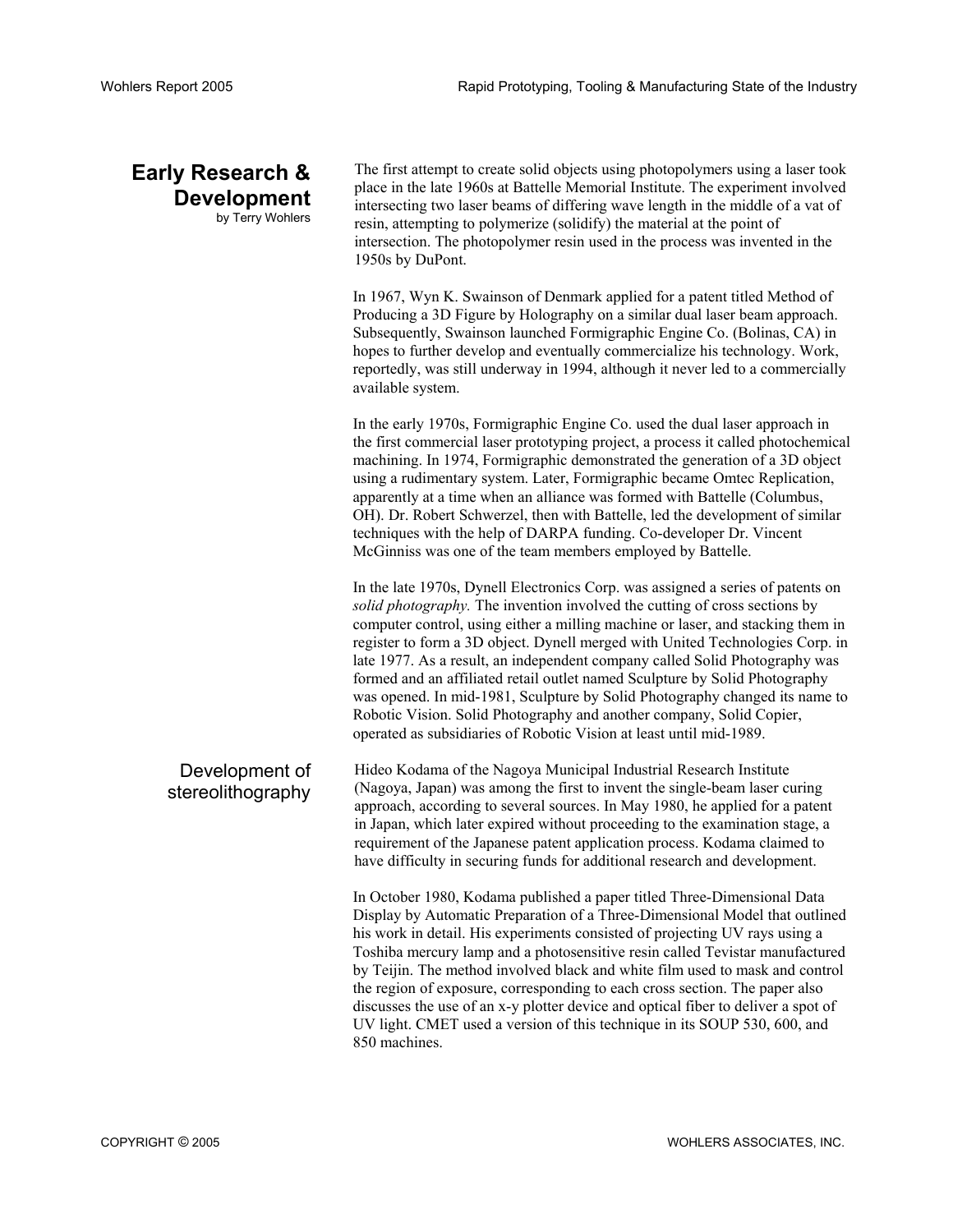# Early Research & Development

by Terry Wohlers

The first attempt to create solid objects using photopolymers using a laser took place in the late 1960s at Battelle Memorial Institute. The experiment involved intersecting two laser beams of differing wave length in the middle of a vat of resin, attempting to polymerize (solidify) the material at the point of intersection. The photopolymer resin used in the process was invented in the 1950s by DuPont.

In 1967, Wyn K. Swainson of Denmark applied for a patent titled Method of Producing a 3D Figure by Holography on a similar dual laser beam approach. Subsequently, Swainson launched Formigraphic Engine Co. (Bolinas, CA) in hopes to further develop and eventually commercialize his technology. Work, reportedly, was still underway in 1994, although it never led to a commercially available system.

In the early 1970s, Formigraphic Engine Co. used the dual laser approach in the first commercial laser prototyping project, a process it called photochemical machining. In 1974, Formigraphic demonstrated the generation of a 3D object using a rudimentary system. Later, Formigraphic became Omtec Replication, apparently at a time when an alliance was formed with Battelle (Columbus, OH). Dr. Robert Schwerzel, then with Battelle, led the development of similar techniques with the help of DARPA funding. Co-developer Dr. Vincent McGinniss was one of the team members employed by Battelle.

In the late 1970s, Dynell Electronics Corp. was assigned a series of patents on *solid photography.* The invention involved the cutting of cross sections by computer control, using either a milling machine or laser, and stacking them in register to form a 3D object. Dynell merged with United Technologies Corp. in late 1977. As a result, an independent company called Solid Photography was formed and an affiliated retail outlet named Sculpture by Solid Photography was opened. In mid-1981, Sculpture by Solid Photography changed its name to Robotic Vision. Solid Photography and another company, Solid Copier, operated as subsidiaries of Robotic Vision at least until mid-1989.

## Development of stereolithography

Hideo Kodama of the Nagoya Municipal Industrial Research Institute (Nagoya, Japan) was among the first to invent the single-beam laser curing approach, according to several sources. In May 1980, he applied for a patent in Japan, which later expired without proceeding to the examination stage, a requirement of the Japanese patent application process. Kodama claimed to have difficulty in securing funds for additional research and development.

In October 1980, Kodama published a paper titled Three-Dimensional Data Display by Automatic Preparation of a Three-Dimensional Model that outlined his work in detail. His experiments consisted of projecting UV rays using a Toshiba mercury lamp and a photosensitive resin called Tevistar manufactured by Teijin. The method involved black and white film used to mask and control the region of exposure, corresponding to each cross section. The paper also discusses the use of an x-y plotter device and optical fiber to deliver a spot of UV light. CMET used a version of this technique in its SOUP 530, 600, and 850 machines.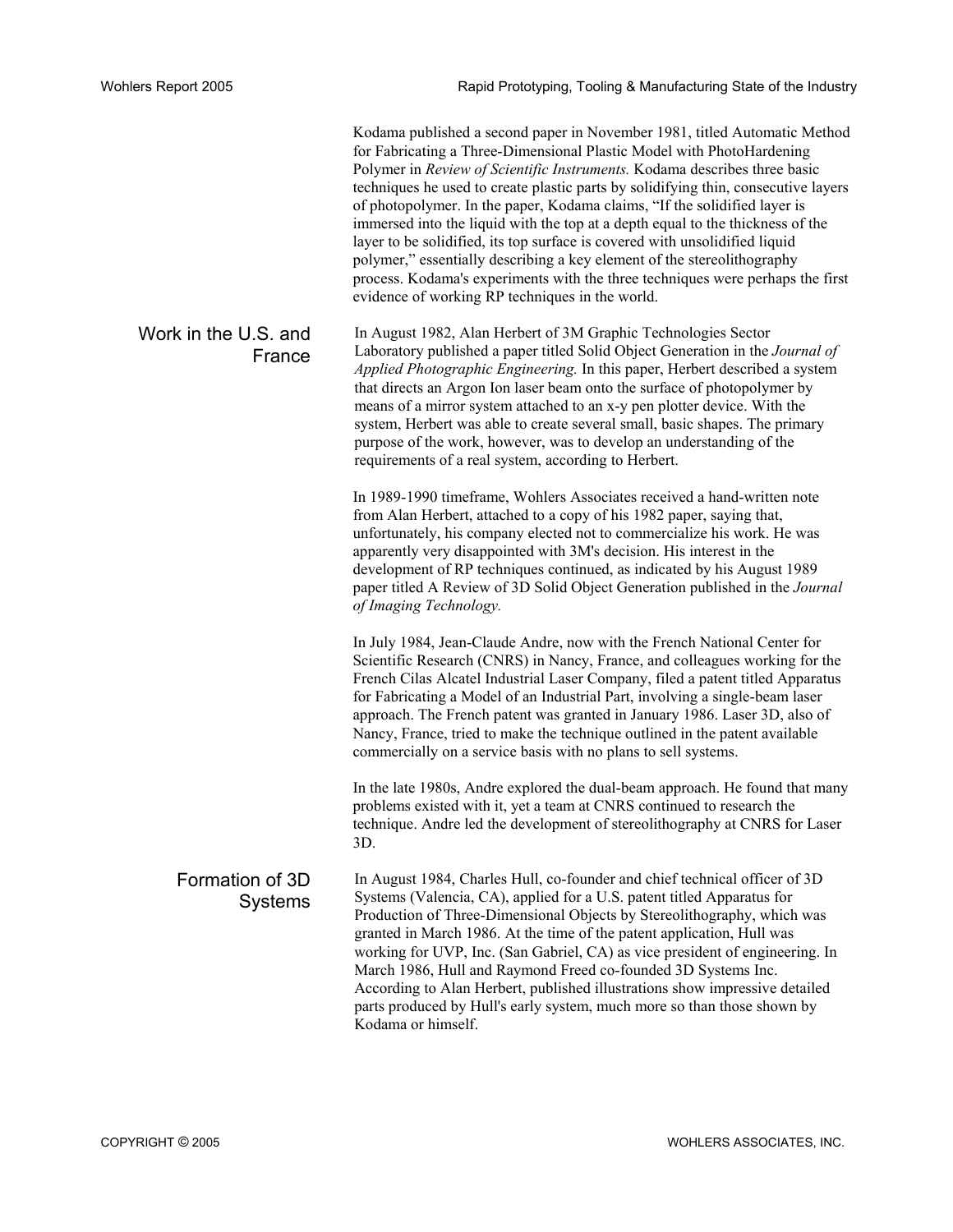Kodama published a second paper in November 1981, titled Automatic Method for Fabricating a Three-Dimensional Plastic Model with PhotoHardening Polymer in *Review of Scientific Instruments.* Kodama describes three basic techniques he used to create plastic parts by solidifying thin, consecutive layers of photopolymer. In the paper, Kodama claims, "If the solidified layer is immersed into the liquid with the top at a depth equal to the thickness of the layer to be solidified, its top surface is covered with unsolidified liquid polymer," essentially describing a key element of the stereolithography process. Kodama's experiments with the three techniques were perhaps the first evidence of working RP techniques in the world.

## Work in the U.S. and France

In August 1982, Alan Herbert of 3M Graphic Technologies Sector Laboratory published a paper titled Solid Object Generation in the *Journal of Applied Photographic Engineering.* In this paper, Herbert described a system that directs an Argon Ion laser beam onto the surface of photopolymer by means of a mirror system attached to an x-y pen plotter device. With the system, Herbert was able to create several small, basic shapes. The primary purpose of the work, however, was to develop an understanding of the requirements of a real system, according to Herbert.

In 1989-1990 timeframe, Wohlers Associates received a hand-written note from Alan Herbert, attached to a copy of his 1982 paper, saying that, unfortunately, his company elected not to commercialize his work. He was apparently very disappointed with 3M's decision. His interest in the development of RP techniques continued, as indicated by his August 1989 paper titled A Review of 3D Solid Object Generation published in the *Journal of Imaging Technology.*

In July 1984, Jean-Claude Andre, now with the French National Center for Scientific Research (CNRS) in Nancy, France, and colleagues working for the French Cilas Alcatel Industrial Laser Company, filed a patent titled Apparatus for Fabricating a Model of an Industrial Part, involving a single-beam laser approach. The French patent was granted in January 1986. Laser 3D, also of Nancy, France, tried to make the technique outlined in the patent available commercially on a service basis with no plans to sell systems.

In the late 1980s, Andre explored the dual-beam approach. He found that many problems existed with it, yet a team at CNRS continued to research the technique. Andre led the development of stereolithography at CNRS for Laser 3D.

## Formation of 3D Systems

In August 1984, Charles Hull, co-founder and chief technical officer of 3D Systems (Valencia, CA), applied for a U.S. patent titled Apparatus for Production of Three-Dimensional Objects by Stereolithography, which was granted in March 1986. At the time of the patent application, Hull was working for UVP, Inc. (San Gabriel, CA) as vice president of engineering. In March 1986, Hull and Raymond Freed co-founded 3D Systems Inc. According to Alan Herbert, published illustrations show impressive detailed parts produced by Hull's early system, much more so than those shown by Kodama or himself.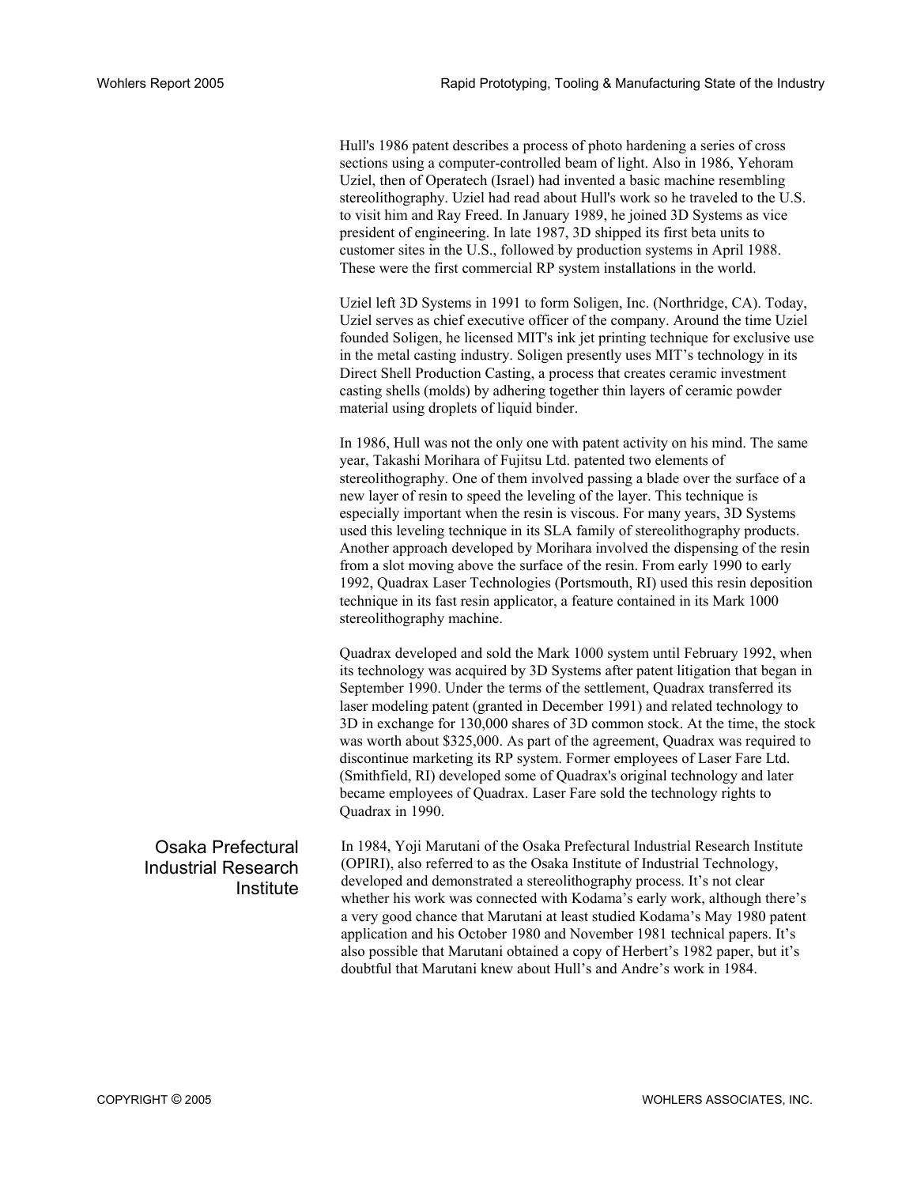Hull's 1986 patent describes a process of photo hardening a series of cross sections using a computer-controlled beam of light. Also in 1986, Yehoram Uziel, then of Operatech (Israel) had invented a basic machine resembling stereolithography. Uziel had read about Hull's work so he traveled to the U.S. to visit him and Ray Freed. In January 1989, he joined 3D Systems as vice president of engineering. In late 1987, 3D shipped its first beta units to customer sites in the U.S., followed by production systems in April 1988. These were the first commercial RP system installations in the world.

Uziel left 3D Systems in 1991 to form Soligen, Inc. (Northridge, CA). Today, Uziel serves as chief executive officer of the company. Around the time Uziel founded Soligen, he licensed MIT's ink jet printing technique for exclusive use in the metal casting industry. Soligen presently uses MIT's technology in its Direct Shell Production Casting, a process that creates ceramic investment casting shells (molds) by adhering together thin layers of ceramic powder material using droplets of liquid binder.

In 1986, Hull was not the only one with patent activity on his mind. The same year, Takashi Morihara of Fujitsu Ltd. patented two elements of stereolithography. One of them involved passing a blade over the surface of a new layer of resin to speed the leveling of the layer. This technique is especially important when the resin is viscous. For many years, 3D Systems used this leveling technique in its SLA family of stereolithography products. Another approach developed by Morihara involved the dispensing of the resin from a slot moving above the surface of the resin. From early 1990 to early 1992, Quadrax Laser Technologies (Portsmouth, RI) used this resin deposition technique in its fast resin applicator, a feature contained in its Mark 1000 stereolithography machine.

Quadrax developed and sold the Mark 1000 system until February 1992, when its technology was acquired by 3D Systems after patent litigation that began in September 1990. Under the terms of the settlement, Quadrax transferred its laser modeling patent (granted in December 1991) and related technology to 3D in exchange for 130,000 shares of 3D common stock. At the time, the stock was worth about $325,000. As part of the agreement, Quadrax was required to discontinue marketing its RP system. Former employees of Laser Fare Ltd. (Smithfield, RI) developed some of Quadrax's original technology and later became employees of Quadrax. Laser Fare sold the technology rights to Quadrax in 1990.

## Osaka Prefectural Industrial Research Institute

In 1984, Yoji Marutani of the Osaka Prefectural Industrial Research Institute (OPIRI), also referred to as the Osaka Institute of Industrial Technology, developed and demonstrated a stereolithography process. It's not clear whether his work was connected with Kodama's early work, although there's a very good chance that Marutani at least studied Kodama's May 1980 patent application and his October 1980 and November 1981 technical papers. It's also possible that Marutani obtained a copy of Herbert's 1982 paper, but it's doubtful that Marutani knew about Hull's and Andre's work in 1984.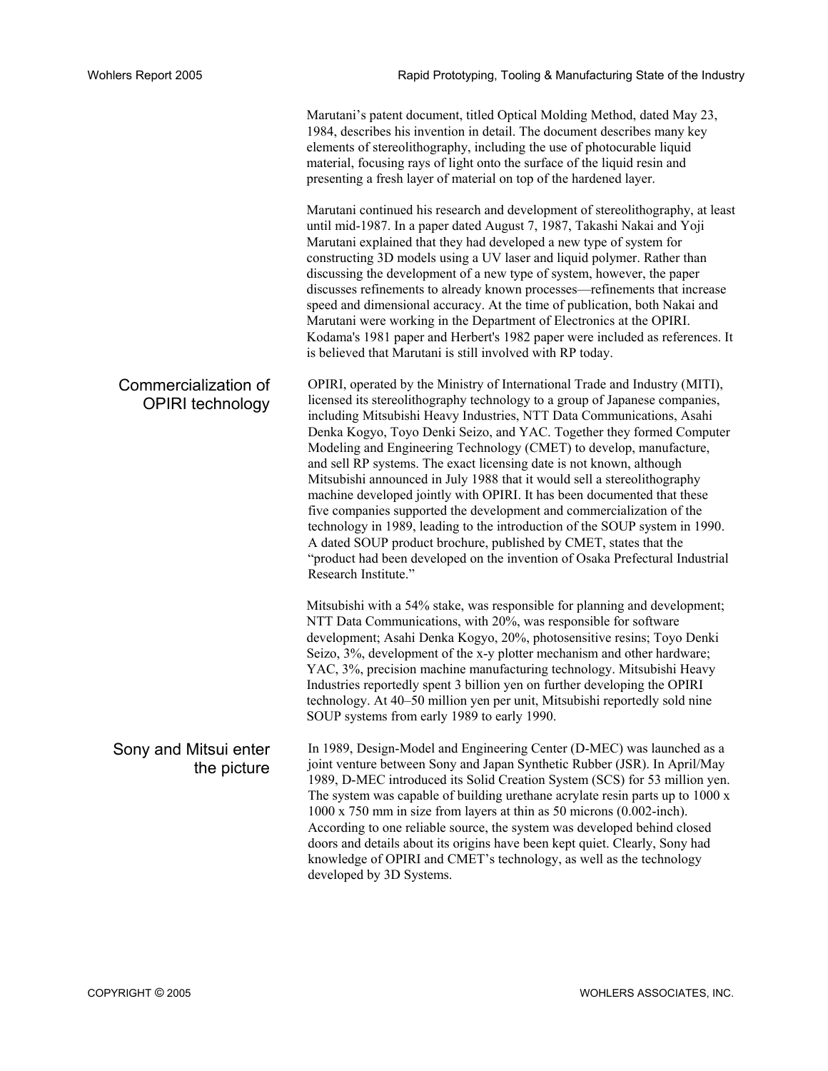Marutani's patent document, titled Optical Molding Method, dated May 23, 1984, describes his invention in detail. The document describes many key elements of stereolithography, including the use of photocurable liquid material, focusing rays of light onto the surface of the liquid resin and presenting a fresh layer of material on top of the hardened layer.

Marutani continued his research and development of stereolithography, at least until mid-1987. In a paper dated August 7, 1987, Takashi Nakai and Yoji Marutani explained that they had developed a new type of system for constructing 3D models using a UV laser and liquid polymer. Rather than discussing the development of a new type of system, however, the paper discusses refinements to already known processes—refinements that increase speed and dimensional accuracy. At the time of publication, both Nakai and Marutani were working in the Department of Electronics at the OPIRI. Kodama's 1981 paper and Herbert's 1982 paper were included as references. It is believed that Marutani is still involved with RP today.

## Commercialization of OPIRI technology

OPIRI, operated by the Ministry of International Trade and Industry (MITI), licensed its stereolithography technology to a group of Japanese companies, including Mitsubishi Heavy Industries, NTT Data Communications, Asahi Denka Kogyo, Toyo Denki Seizo, and YAC. Together they formed Computer Modeling and Engineering Technology (CMET) to develop, manufacture, and sell RP systems. The exact licensing date is not known, although Mitsubishi announced in July 1988 that it would sell a stereolithography machine developed jointly with OPIRI. It has been documented that these five companies supported the development and commercialization of the technology in 1989, leading to the introduction of the SOUP system in 1990. A dated SOUP product brochure, published by CMET, states that the "product had been developed on the invention of Osaka Prefectural Industrial Research Institute."

Mitsubishi with a 54% stake, was responsible for planning and development; NTT Data Communications, with 20%, was responsible for software development; Asahi Denka Kogyo, 20%, photosensitive resins; Toyo Denki Seizo, 3%, development of the x-y plotter mechanism and other hardware; YAC, 3%, precision machine manufacturing technology. Mitsubishi Heavy Industries reportedly spent 3 billion yen on further developing the OPIRI technology. At 40–50 million yen per unit, Mitsubishi reportedly sold nine SOUP systems from early 1989 to early 1990.

## Sony and Mitsui enter the picture

In 1989, Design-Model and Engineering Center (D-MEC) was launched as a joint venture between Sony and Japan Synthetic Rubber (JSR). In April/May 1989, D-MEC introduced its Solid Creation System (SCS) for 53 million yen. The system was capable of building urethane acrylate resin parts up to 1000 x 1000 x 750 mm in size from layers at thin as 50 microns (0.002-inch). According to one reliable source, the system was developed behind closed doors and details about its origins have been kept quiet. Clearly, Sony had knowledge of OPIRI and CMET's technology, as well as the technology developed by 3D Systems.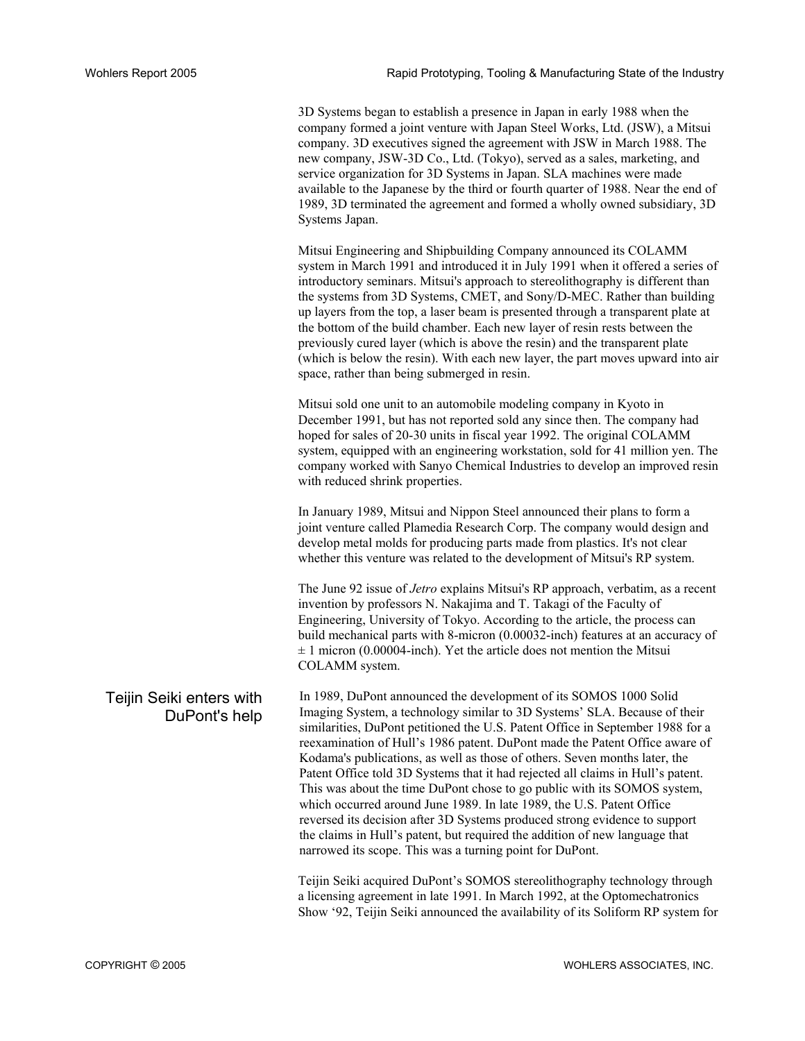3D Systems began to establish a presence in Japan in early 1988 when the company formed a joint venture with Japan Steel Works, Ltd. (JSW), a Mitsui company. 3D executives signed the agreement with JSW in March 1988. The new company, JSW-3D Co., Ltd. (Tokyo), served as a sales, marketing, and service organization for 3D Systems in Japan. SLA machines were made available to the Japanese by the third or fourth quarter of 1988. Near the end of 1989, 3D terminated the agreement and formed a wholly owned subsidiary, 3D Systems Japan.

Mitsui Engineering and Shipbuilding Company announced its COLAMM system in March 1991 and introduced it in July 1991 when it offered a series of introductory seminars. Mitsui's approach to stereolithography is different than the systems from 3D Systems, CMET, and Sony/D-MEC. Rather than building up layers from the top, a laser beam is presented through a transparent plate at the bottom of the build chamber. Each new layer of resin rests between the previously cured layer (which is above the resin) and the transparent plate (which is below the resin). With each new layer, the part moves upward into air space, rather than being submerged in resin.

Mitsui sold one unit to an automobile modeling company in Kyoto in December 1991, but has not reported sold any since then. The company had hoped for sales of 20-30 units in fiscal year 1992. The original COLAMM system, equipped with an engineering workstation, sold for 41 million yen. The company worked with Sanyo Chemical Industries to develop an improved resin with reduced shrink properties.

In January 1989, Mitsui and Nippon Steel announced their plans to form a joint venture called Plamedia Research Corp. The company would design and develop metal molds for producing parts made from plastics. It's not clear whether this venture was related to the development of Mitsui's RP system.

The June 92 issue of *Jetro* explains Mitsui's RP approach, verbatim, as a recent invention by professors N. Nakajima and T. Takagi of the Faculty of Engineering, University of Tokyo. According to the article, the process can build mechanical parts with 8-micron (0.00032-inch) features at an accuracy of ± 1 micron (0.00004-inch). Yet the article does not mention the Mitsui COLAMM system.

## Teijin Seiki enters with DuPont's help

In 1989, DuPont announced the development of its SOMOS 1000 Solid Imaging System, a technology similar to 3D Systems' SLA. Because of their similarities, DuPont petitioned the U.S. Patent Office in September 1988 for a reexamination of Hull's 1986 patent. DuPont made the Patent Office aware of Kodama's publications, as well as those of others. Seven months later, the Patent Office told 3D Systems that it had rejected all claims in Hull's patent. This was about the time DuPont chose to go public with its SOMOS system, which occurred around June 1989. In late 1989, the U.S. Patent Office reversed its decision after 3D Systems produced strong evidence to support the claims in Hull's patent, but required the addition of new language that narrowed its scope. This was a turning point for DuPont.

Teijin Seiki acquired DuPont's SOMOS stereolithography technology through a licensing agreement in late 1991. In March 1992, at the Optomechatronics Show '92, Teijin Seiki announced the availability of its Soliform RP system for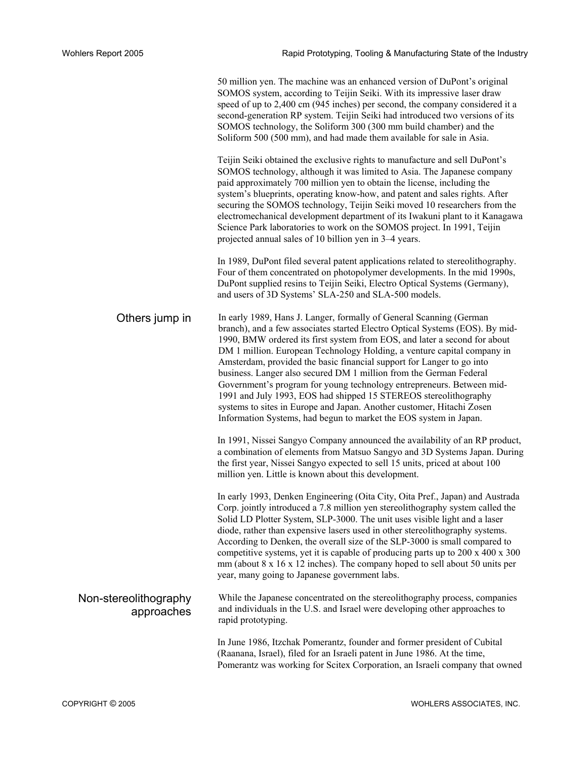50 million yen. The machine was an enhanced version of DuPont's original SOMOS system, according to Teijin Seiki. With its impressive laser draw speed of up to 2,400 cm (945 inches) per second, the company considered it a second-generation RP system. Teijin Seiki had introduced two versions of its SOMOS technology, the Soliform 300 (300 mm build chamber) and the Soliform 500 (500 mm), and had made them available for sale in Asia.

Teijin Seiki obtained the exclusive rights to manufacture and sell DuPont's SOMOS technology, although it was limited to Asia. The Japanese company paid approximately 700 million yen to obtain the license, including the system's blueprints, operating know-how, and patent and sales rights. After securing the SOMOS technology, Teijin Seiki moved 10 researchers from the electromechanical development department of its Iwakuni plant to it Kanagawa Science Park laboratories to work on the SOMOS project. In 1991, Teijin projected annual sales of 10 billion yen in 3–4 years.

In 1989, DuPont filed several patent applications related to stereolithography. Four of them concentrated on photopolymer developments. In the mid 1990s, DuPont supplied resins to Teijin Seiki, Electro Optical Systems (Germany), and users of 3D Systems' SLA-250 and SLA-500 models.

## Others jump in

In early 1989, Hans J. Langer, formally of General Scanning (German branch), and a few associates started Electro Optical Systems (EOS). By mid-1990, BMW ordered its first system from EOS, and later a second for about DM 1 million. European Technology Holding, a venture capital company in Amsterdam, provided the basic financial support for Langer to go into business. Langer also secured DM 1 million from the German Federal Government's program for young technology entrepreneurs. Between mid-1991 and July 1993, EOS had shipped 15 STEREOS stereolithography systems to sites in Europe and Japan. Another customer, Hitachi Zosen Information Systems, had begun to market the EOS system in Japan.

In 1991, Nissei Sangyo Company announced the availability of an RP product, a combination of elements from Matsuo Sangyo and 3D Systems Japan. During the first year, Nissei Sangyo expected to sell 15 units, priced at about 100 million yen. Little is known about this development.

In early 1993, Denken Engineering (Oita City, Oita Pref., Japan) and Austrada Corp. jointly introduced a 7.8 million yen stereolithography system called the Solid LD Plotter System, SLP-3000. The unit uses visible light and a laser diode, rather than expensive lasers used in other stereolithography systems. According to Denken, the overall size of the SLP-3000 is small compared to competitive systems, yet it is capable of producing parts up to 200 x 400 x 300 mm (about 8 x 16 x 12 inches). The company hoped to sell about 50 units per year, many going to Japanese government labs.

## Non-stereolithography approaches

While the Japanese concentrated on the stereolithography process, companies and individuals in the U.S. and Israel were developing other approaches to rapid prototyping.

In June 1986, Itzchak Pomerantz, founder and former president of Cubital (Raanana, Israel), filed for an Israeli patent in June 1986. At the time, Pomerantz was working for Scitex Corporation, an Israeli company that owned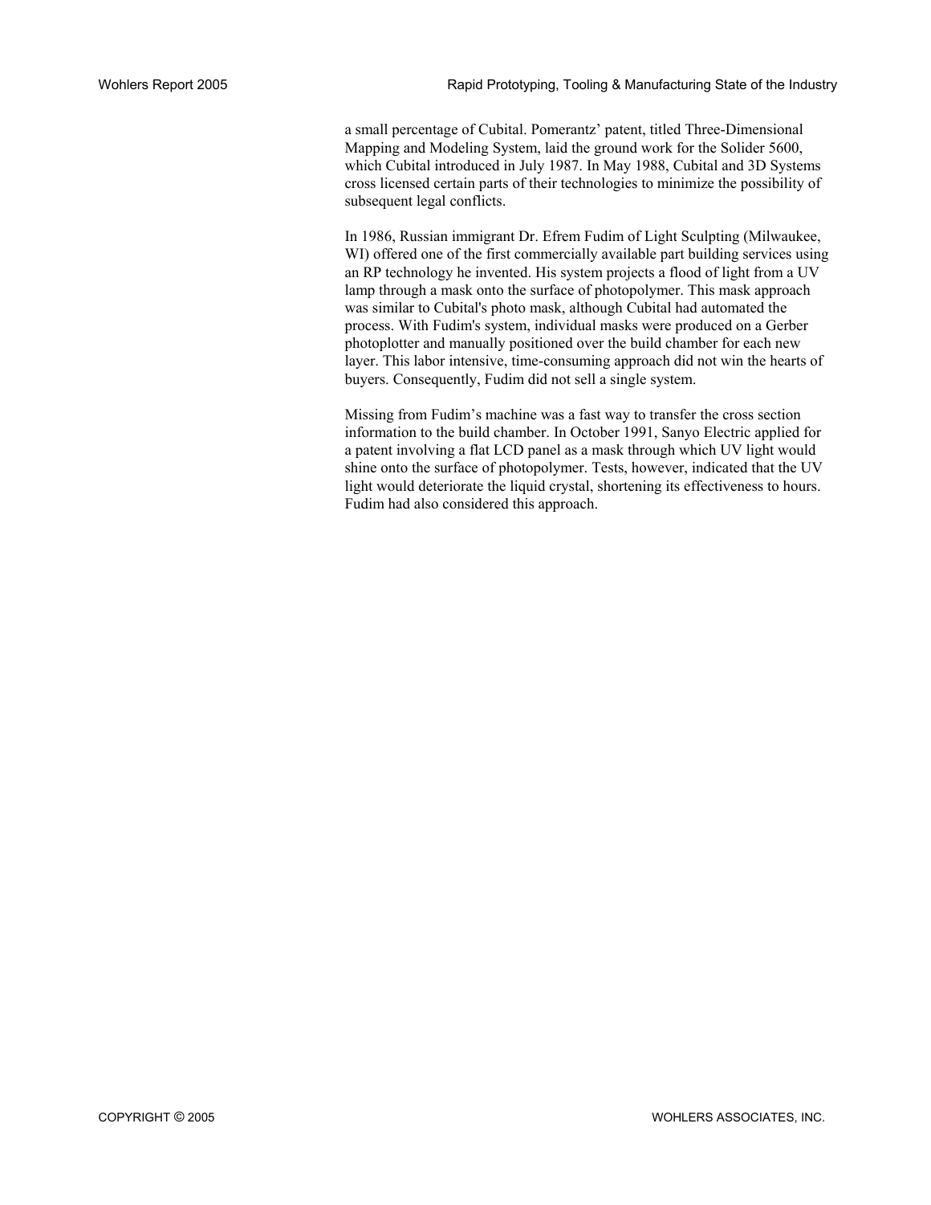a small percentage of Cubital. Pomerantz' patent, titled Three-Dimensional Mapping and Modeling System, laid the ground work for the Solider 5600, which Cubital introduced in July 1987. In May 1988, Cubital and 3D Systems cross licensed certain parts of their technologies to minimize the possibility of subsequent legal conflicts.

In 1986, Russian immigrant Dr. Efrem Fudim of Light Sculpting (Milwaukee, WI) offered one of the first commercially available part building services using an RP technology he invented. His system projects a flood of light from a UV lamp through a mask onto the surface of photopolymer. This mask approach was similar to Cubital's photo mask, although Cubital had automated the process. With Fudim's system, individual masks were produced on a Gerber photoplotter and manually positioned over the build chamber for each new layer. This labor intensive, time-consuming approach did not win the hearts of buyers. Consequently, Fudim did not sell a single system.

Missing from Fudim's machine was a fast way to transfer the cross section information to the build chamber. In October 1991, Sanyo Electric applied for a patent involving a flat LCD panel as a mask through which UV light would shine onto the surface of photopolymer. Tests, however, indicated that the UV light would deteriorate the liquid crystal, shortening its effectiveness to hours. Fudim had also considered this approach.